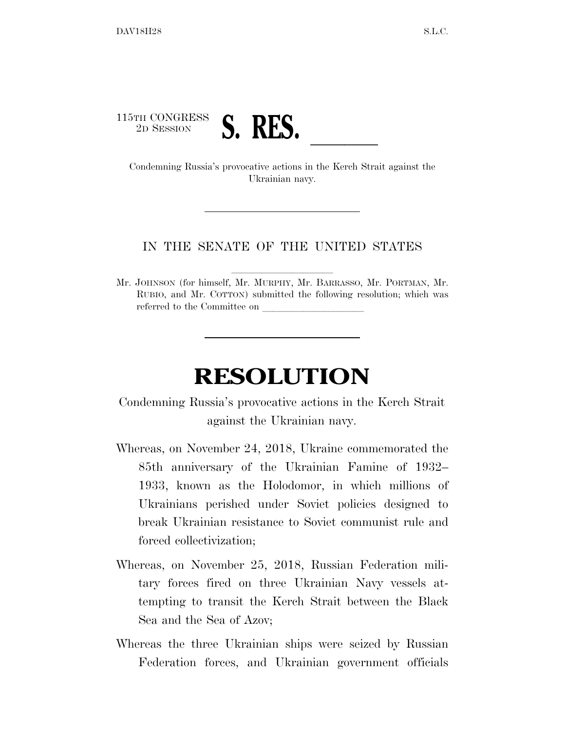115TH CONGRESS
2D SESSION

# S. RES. \_\_\_\_\_\_

Condemning Russia's provocative actions in the Kerch Strait against the Ukrainian navy.

IN THE SENATE OF THE UNITED STATES

Mr. JOHNSON (for himself, Mr. MURPHY, Mr. BARRASSO, Mr. PORTMAN, Mr. RUBIO, and Mr. COTTON) submitted the following resolution; which was referred to the Committee on \_\_\_\_\_\_\_\_\_\_\_\_\_\_\_\_\_\_\_\_

# RESOLUTION

Condemning Russia's provocative actions in the Kerch Strait against the Ukrainian navy.

Whereas, on November 24, 2018, Ukraine commemorated the 85th anniversary of the Ukrainian Famine of 1932–1933, known as the Holodomor, in which millions of Ukrainians perished under Soviet policies designed to break Ukrainian resistance to Soviet communist rule and forced collectivization;

Whereas, on November 25, 2018, Russian Federation military forces fired on three Ukrainian Navy vessels attempting to transit the Kerch Strait between the Black Sea and the Sea of Azov;

Whereas the three Ukrainian ships were seized by Russian Federation forces, and Ukrainian government officials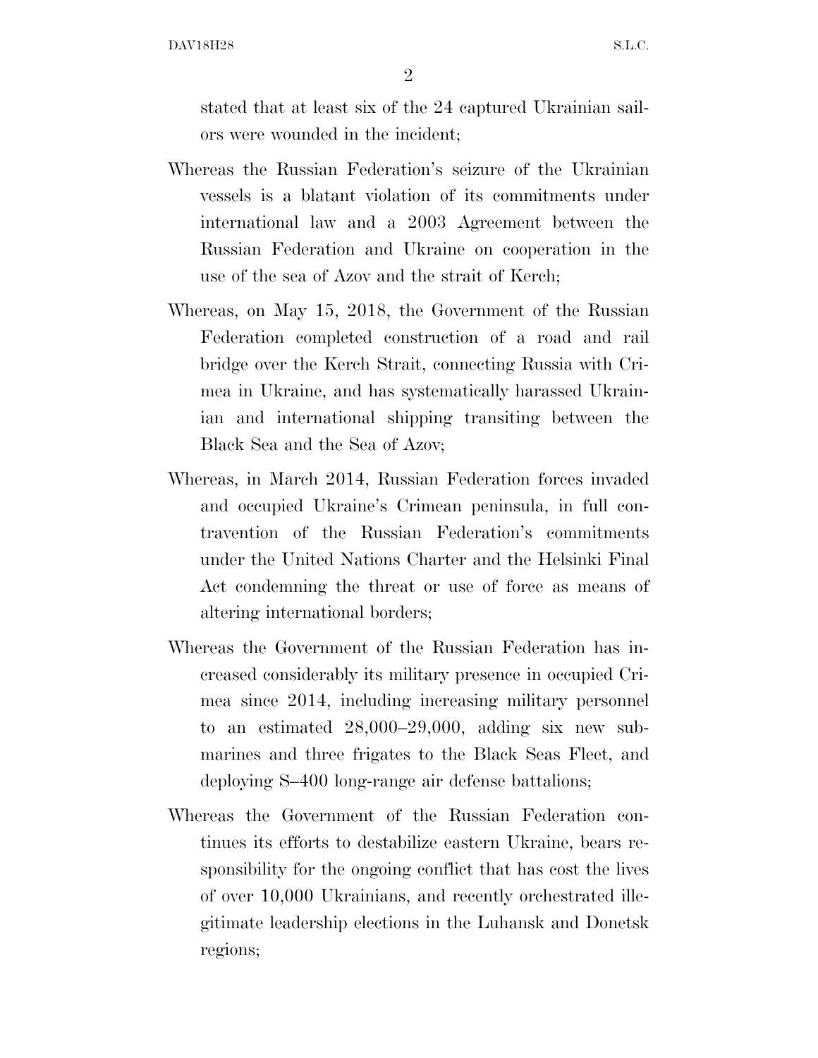stated that at least six of the 24 captured Ukrainian sailors were wounded in the incident;

Whereas the Russian Federation's seizure of the Ukrainian vessels is a blatant violation of its commitments under international law and a 2003 Agreement between the Russian Federation and Ukraine on cooperation in the use of the sea of Azov and the strait of Kerch;

Whereas, on May 15, 2018, the Government of the Russian Federation completed construction of a road and rail bridge over the Kerch Strait, connecting Russia with Crimea in Ukraine, and has systematically harassed Ukrainian and international shipping transiting between the Black Sea and the Sea of Azov;

Whereas, in March 2014, Russian Federation forces invaded and occupied Ukraine's Crimean peninsula, in full contravention of the Russian Federation's commitments under the United Nations Charter and the Helsinki Final Act condemning the threat or use of force as means of altering international borders;

Whereas the Government of the Russian Federation has increased considerably its military presence in occupied Crimea since 2014, including increasing military personnel to an estimated 28,000–29,000, adding six new submarines and three frigates to the Black Seas Fleet, and deploying S–400 long-range air defense battalions;

Whereas the Government of the Russian Federation continues its efforts to destabilize eastern Ukraine, bears responsibility for the ongoing conflict that has cost the lives of over 10,000 Ukrainians, and recently orchestrated illegitimate leadership elections in the Luhansk and Donetsk regions;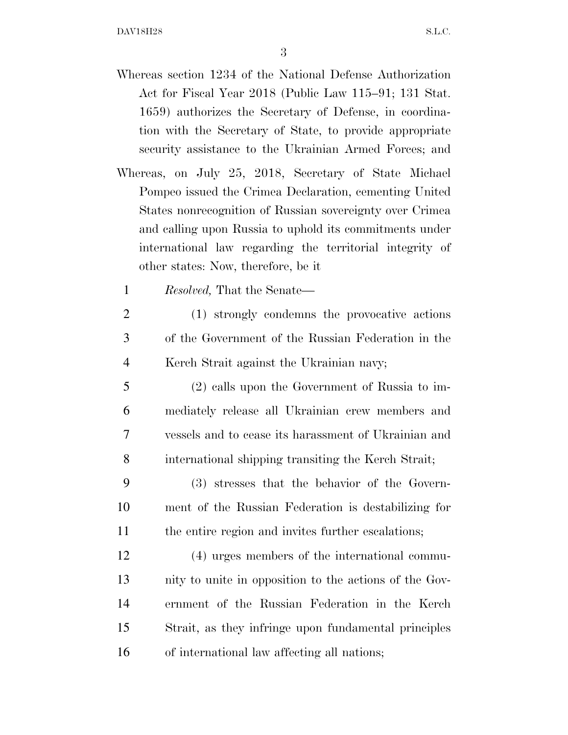Whereas section 1234 of the National Defense Authorization Act for Fiscal Year 2018 (Public Law 115–91; 131 Stat. 1659) authorizes the Secretary of Defense, in coordination with the Secretary of State, to provide appropriate security assistance to the Ukrainian Armed Forces; and

Whereas, on July 25, 2018, Secretary of State Michael Pompeo issued the Crimea Declaration, cementing United States nonrecognition of Russian sovereignty over Crimea and calling upon Russia to uphold its commitments under international law regarding the territorial integrity of other states: Now, therefore, be it

*Resolved,* That the Senate—

(1) strongly condemns the provocative actions of the Government of the Russian Federation in the Kerch Strait against the Ukrainian navy;

(2) calls upon the Government of Russia to immediately release all Ukrainian crew members and vessels and to cease its harassment of Ukrainian and international shipping transiting the Kerch Strait;

(3) stresses that the behavior of the Government of the Russian Federation is destabilizing for the entire region and invites further escalations;

(4) urges members of the international community to unite in opposition to the actions of the Government of the Russian Federation in the Kerch Strait, as they infringe upon fundamental principles of international law affecting all nations;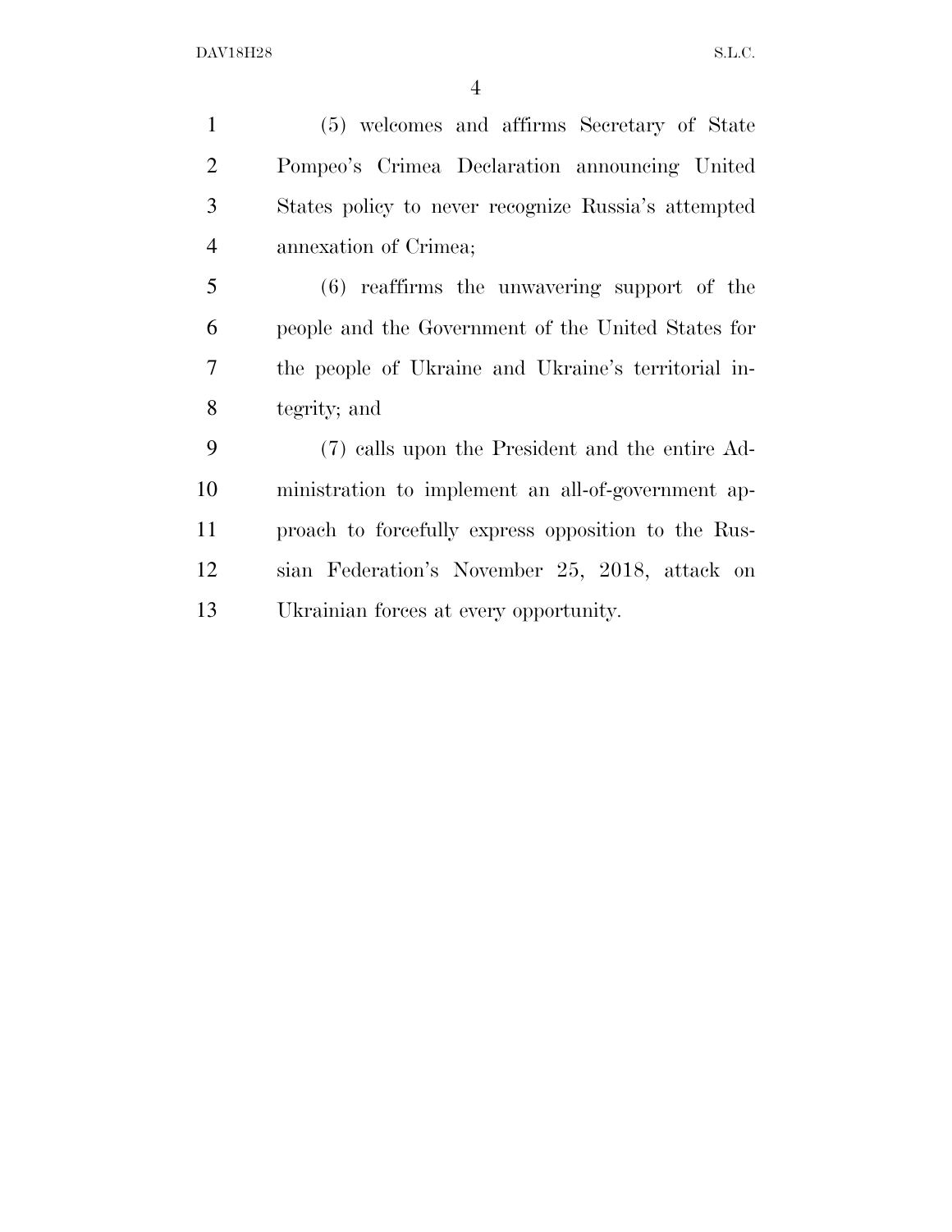(5) welcomes and affirms Secretary of State Pompeo's Crimea Declaration announcing United States policy to never recognize Russia's attempted annexation of Crimea;

(6) reaffirms the unwavering support of the people and the Government of the United States for the people of Ukraine and Ukraine's territorial integrity; and

(7) calls upon the President and the entire Administration to implement an all-of-government approach to forcefully express opposition to the Russian Federation's November 25, 2018, attack on Ukrainian forces at every opportunity.